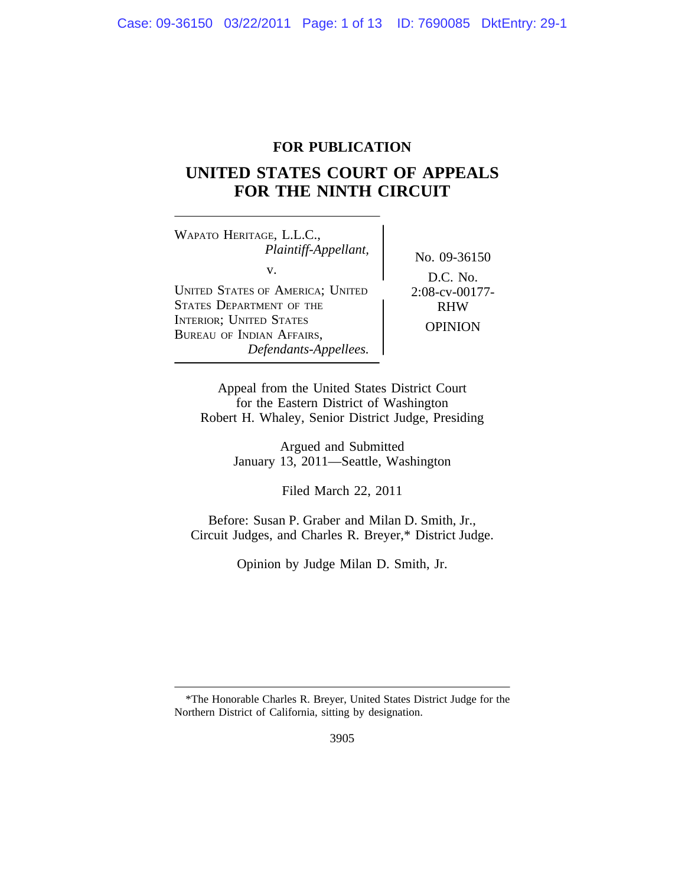**FOR PUBLICATION**

# UNITED STATES COURT OF APPEALS FOR THE NINTH CIRCUIT

| | |
|---|---|
| WAPATO HERITAGE, L.L.C., *Plaintiff-Appellant,* v. UNITED STATES OF AMERICA; UNITED STATES DEPARTMENT OF THE INTERIOR; UNITED STATES BUREAU OF INDIAN AFFAIRS, *Defendants-Appellees.* | No. 09-36150 D.C. No. 2:08-cv-00177-RHW OPINION |

Appeal from the United States District Court for the Eastern District of Washington
Robert H. Whaley, Senior District Judge, Presiding

Argued and Submitted
January 13, 2011—Seattle, Washington

Filed March 22, 2011

Before: Susan P. Graber and Milan D. Smith, Jr., Circuit Judges, and Charles R. Breyer,* District Judge.

Opinion by Judge Milan D. Smith, Jr.

*The Honorable Charles R. Breyer, United States District Judge for the Northern District of California, sitting by designation.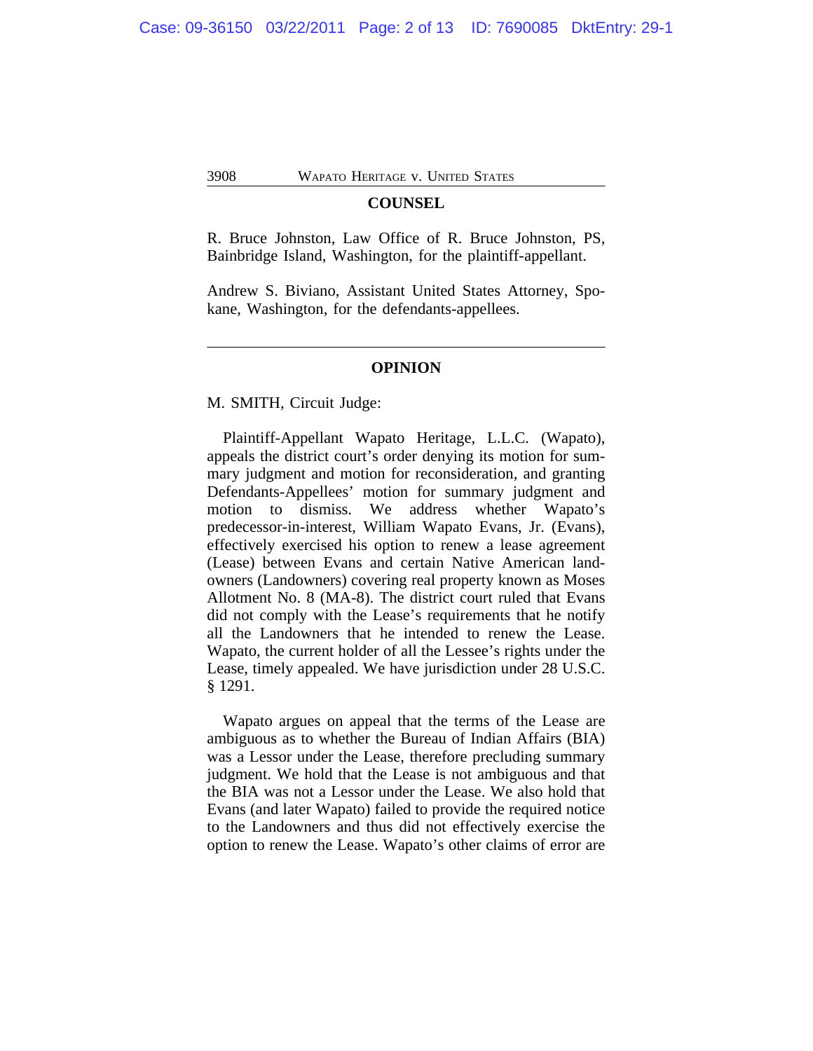## COUNSEL

R. Bruce Johnston, Law Office of R. Bruce Johnston, PS, Bainbridge Island, Washington, for the plaintiff-appellant.

Andrew S. Biviano, Assistant United States Attorney, Spokane, Washington, for the defendants-appellees.

---

## OPINION

M. SMITH, Circuit Judge:

Plaintiff-Appellant Wapato Heritage, L.L.C. (Wapato), appeals the district court's order denying its motion for summary judgment and motion for reconsideration, and granting Defendants-Appellees' motion for summary judgment and motion to dismiss. We address whether Wapato's predecessor-in-interest, William Wapato Evans, Jr. (Evans), effectively exercised his option to renew a lease agreement (Lease) between Evans and certain Native American landowners (Landowners) covering real property known as Moses Allotment No. 8 (MA-8). The district court ruled that Evans did not comply with the Lease's requirements that he notify all the Landowners that he intended to renew the Lease. Wapato, the current holder of all the Lessee's rights under the Lease, timely appealed. We have jurisdiction under 28 U.S.C. § 1291.

Wapato argues on appeal that the terms of the Lease are ambiguous as to whether the Bureau of Indian Affairs (BIA) was a Lessor under the Lease, therefore precluding summary judgment. We hold that the Lease is not ambiguous and that the BIA was not a Lessor under the Lease. We also hold that Evans (and later Wapato) failed to provide the required notice to the Landowners and thus did not effectively exercise the option to renew the Lease. Wapato's other claims of error are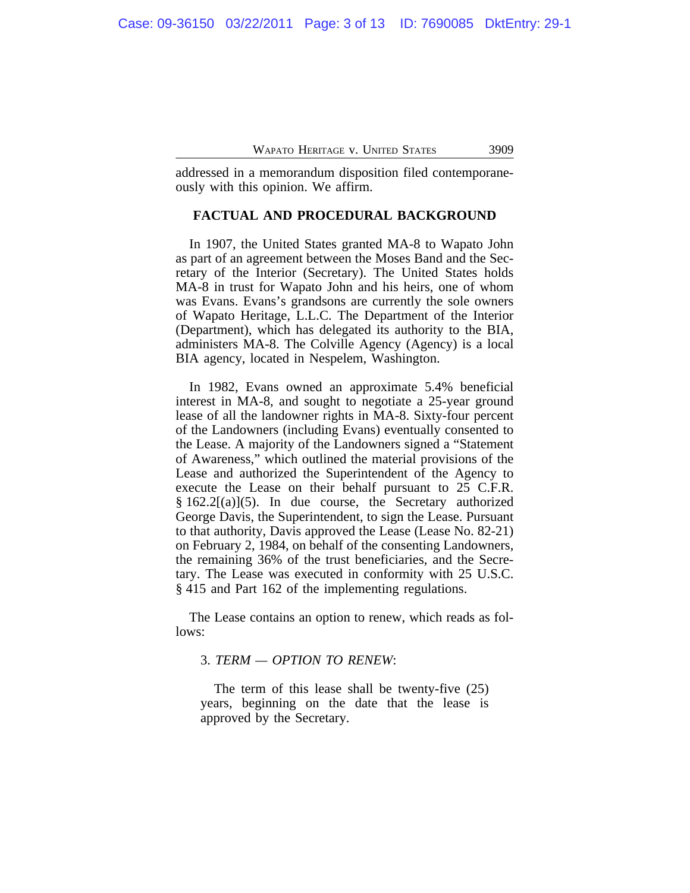addressed in a memorandum disposition filed contemporaneously with this opinion. We affirm.

## FACTUAL AND PROCEDURAL BACKGROUND

In 1907, the United States granted MA-8 to Wapato John as part of an agreement between the Moses Band and the Secretary of the Interior (Secretary). The United States holds MA-8 in trust for Wapato John and his heirs, one of whom was Evans. Evans's grandsons are currently the sole owners of Wapato Heritage, L.L.C. The Department of the Interior (Department), which has delegated its authority to the BIA, administers MA-8. The Colville Agency (Agency) is a local BIA agency, located in Nespelem, Washington.

In 1982, Evans owned an approximate 5.4% beneficial interest in MA-8, and sought to negotiate a 25-year ground lease of all the landowner rights in MA-8. Sixty-four percent of the Landowners (including Evans) eventually consented to the Lease. A majority of the Landowners signed a "Statement of Awareness," which outlined the material provisions of the Lease and authorized the Superintendent of the Agency to execute the Lease on their behalf pursuant to 25 C.F.R. § 162.2[(a)](5). In due course, the Secretary authorized George Davis, the Superintendent, to sign the Lease. Pursuant to that authority, Davis approved the Lease (Lease No. 82-21) on February 2, 1984, on behalf of the consenting Landowners, the remaining 36% of the trust beneficiaries, and the Secretary. The Lease was executed in conformity with 25 U.S.C. § 415 and Part 162 of the implementing regulations.

The Lease contains an option to renew, which reads as follows:

> 3. *TERM — OPTION TO RENEW*:
>
> The term of this lease shall be twenty-five (25) years, beginning on the date that the lease is approved by the Secretary.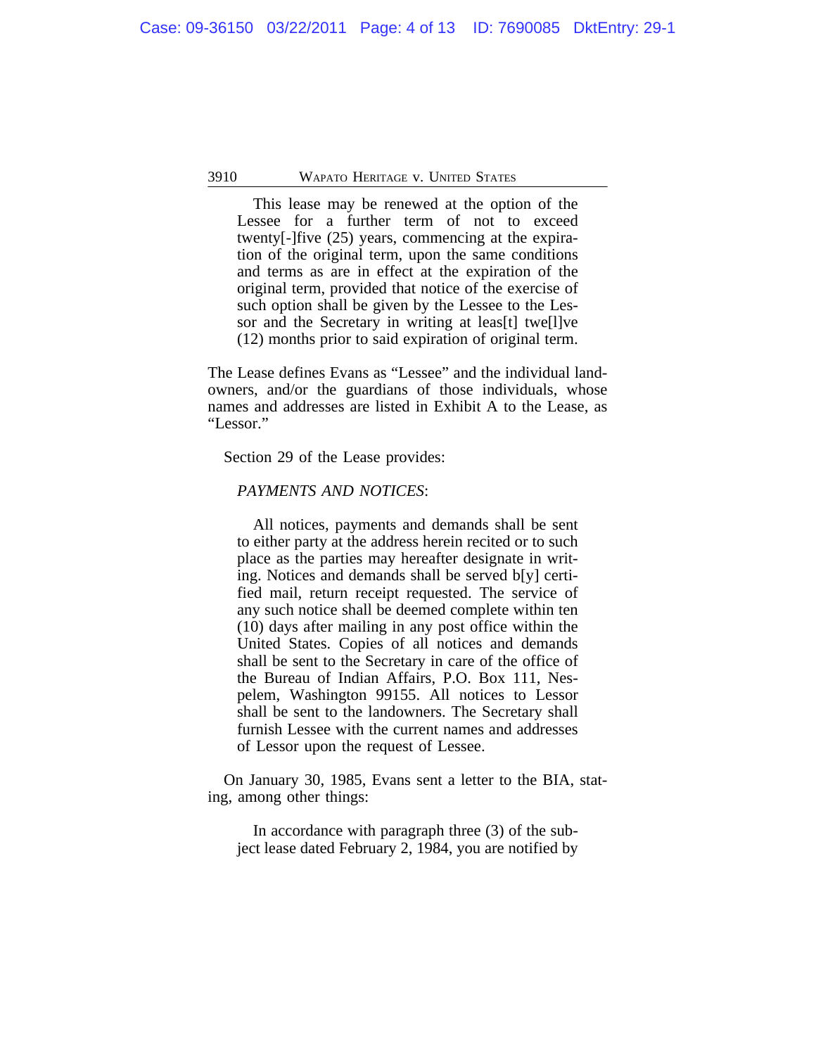> This lease may be renewed at the option of the Lessee for a further term of not to exceed twenty[-]five (25) years, commencing at the expiration of the original term, upon the same conditions and terms as are in effect at the expiration of the original term, provided that notice of the exercise of such option shall be given by the Lessee to the Lessor and the Secretary in writing at leas[t] twe[l]ve (12) months prior to said expiration of original term.

The Lease defines Evans as "Lessee" and the individual landowners, and/or the guardians of those individuals, whose names and addresses are listed in Exhibit A to the Lease, as "Lessor."

Section 29 of the Lease provides:

> *PAYMENTS AND NOTICES*:
>
> All notices, payments and demands shall be sent to either party at the address herein recited or to such place as the parties may hereafter designate in writing. Notices and demands shall be served b[y] certified mail, return receipt requested. The service of any such notice shall be deemed complete within ten (10) days after mailing in any post office within the United States. Copies of all notices and demands shall be sent to the Secretary in care of the office of the Bureau of Indian Affairs, P.O. Box 111, Nespelem, Washington 99155. All notices to Lessor shall be sent to the landowners. The Secretary shall furnish Lessee with the current names and addresses of Lessor upon the request of Lessee.

On January 30, 1985, Evans sent a letter to the BIA, stating, among other things:

> In accordance with paragraph three (3) of the subject lease dated February 2, 1984, you are notified by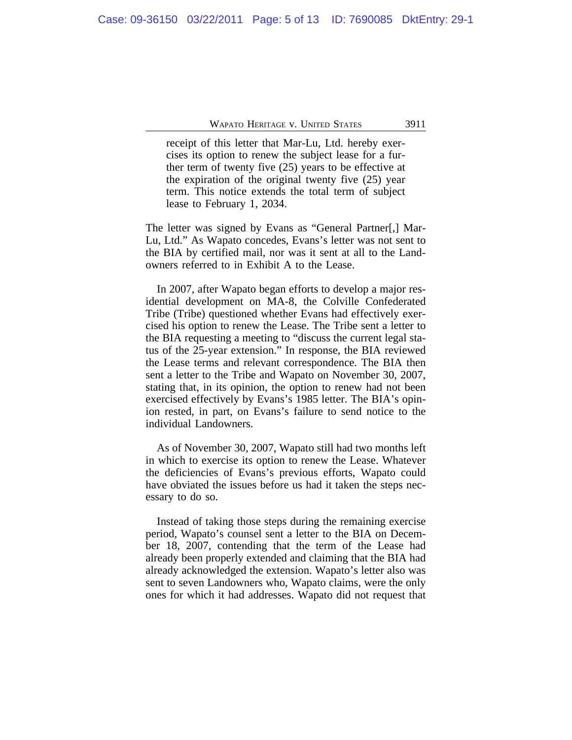> receipt of this letter that Mar-Lu, Ltd. hereby exercises its option to renew the subject lease for a further term of twenty five (25) years to be effective at the expiration of the original twenty five (25) year term. This notice extends the total term of subject lease to February 1, 2034.

The letter was signed by Evans as "General Partner[,] Mar-Lu, Ltd." As Wapato concedes, Evans's letter was not sent to the BIA by certified mail, nor was it sent at all to the Landowners referred to in Exhibit A to the Lease.

In 2007, after Wapato began efforts to develop a major residential development on MA-8, the Colville Confederated Tribe (Tribe) questioned whether Evans had effectively exercised his option to renew the Lease. The Tribe sent a letter to the BIA requesting a meeting to "discuss the current legal status of the 25-year extension." In response, the BIA reviewed the Lease terms and relevant correspondence. The BIA then sent a letter to the Tribe and Wapato on November 30, 2007, stating that, in its opinion, the option to renew had not been exercised effectively by Evans's 1985 letter. The BIA's opinion rested, in part, on Evans's failure to send notice to the individual Landowners.

As of November 30, 2007, Wapato still had two months left in which to exercise its option to renew the Lease. Whatever the deficiencies of Evans's previous efforts, Wapato could have obviated the issues before us had it taken the steps necessary to do so.

Instead of taking those steps during the remaining exercise period, Wapato's counsel sent a letter to the BIA on December 18, 2007, contending that the term of the Lease had already been properly extended and claiming that the BIA had already acknowledged the extension. Wapato's letter also was sent to seven Landowners who, Wapato claims, were the only ones for which it had addresses. Wapato did not request that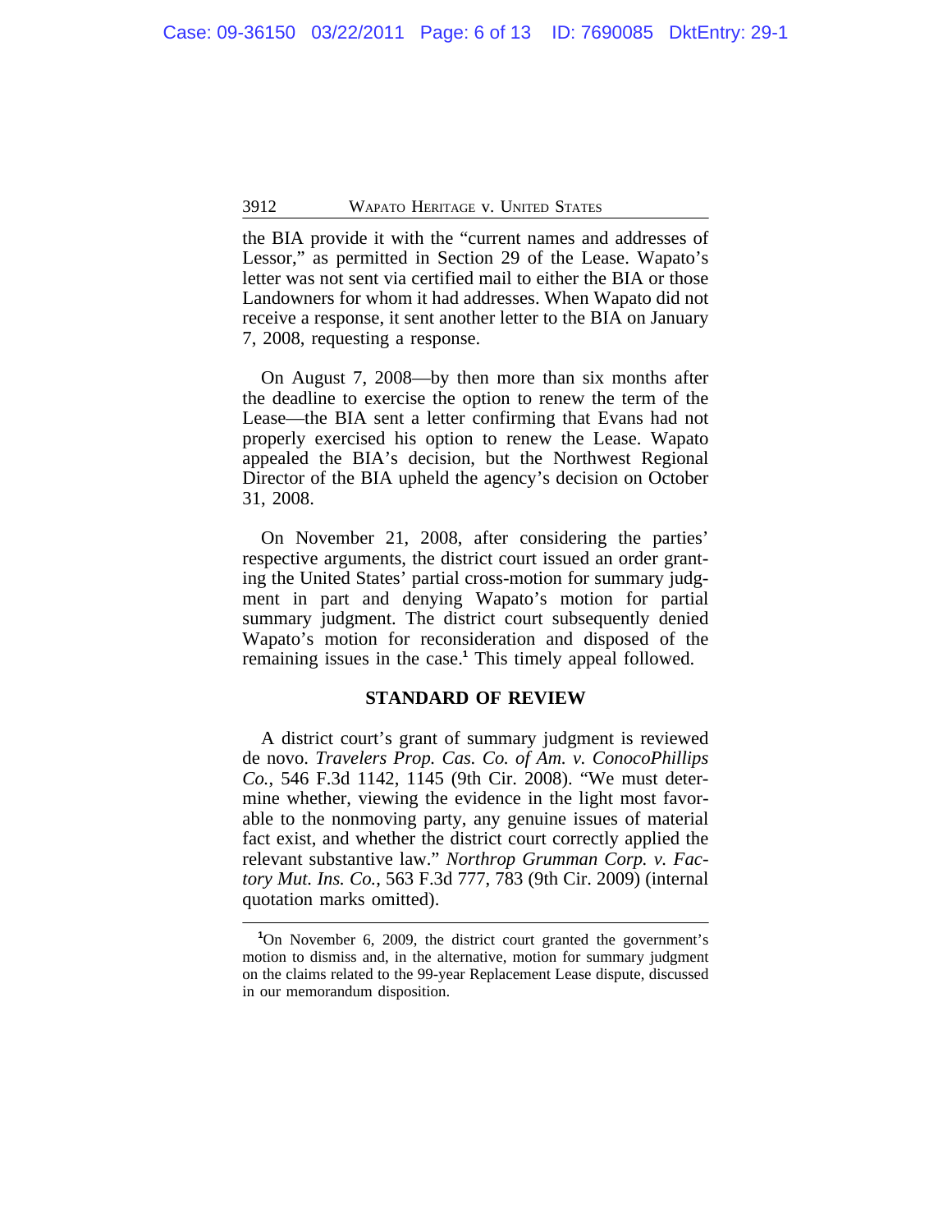the BIA provide it with the "current names and addresses of Lessor," as permitted in Section 29 of the Lease. Wapato's letter was not sent via certified mail to either the BIA or those Landowners for whom it had addresses. When Wapato did not receive a response, it sent another letter to the BIA on January 7, 2008, requesting a response.

On August 7, 2008—by then more than six months after the deadline to exercise the option to renew the term of the Lease—the BIA sent a letter confirming that Evans had not properly exercised his option to renew the Lease. Wapato appealed the BIA's decision, but the Northwest Regional Director of the BIA upheld the agency's decision on October 31, 2008.

On November 21, 2008, after considering the parties' respective arguments, the district court issued an order granting the United States' partial cross-motion for summary judgment in part and denying Wapato's motion for partial summary judgment. The district court subsequently denied Wapato's motion for reconsideration and disposed of the remaining issues in the case.[1] This timely appeal followed.

## STANDARD OF REVIEW

A district court's grant of summary judgment is reviewed de novo. *Travelers Prop. Cas. Co. of Am. v. ConocoPhillips Co.*, 546 F.3d 1142, 1145 (9th Cir. 2008). "We must determine whether, viewing the evidence in the light most favorable to the nonmoving party, any genuine issues of material fact exist, and whether the district court correctly applied the relevant substantive law." *Northrop Grumman Corp. v. Factory Mut. Ins. Co.*, 563 F.3d 777, 783 (9th Cir. 2009) (internal quotation marks omitted).

---

[1]On November 6, 2009, the district court granted the government's motion to dismiss and, in the alternative, motion for summary judgment on the claims related to the 99-year Replacement Lease dispute, discussed in our memorandum disposition.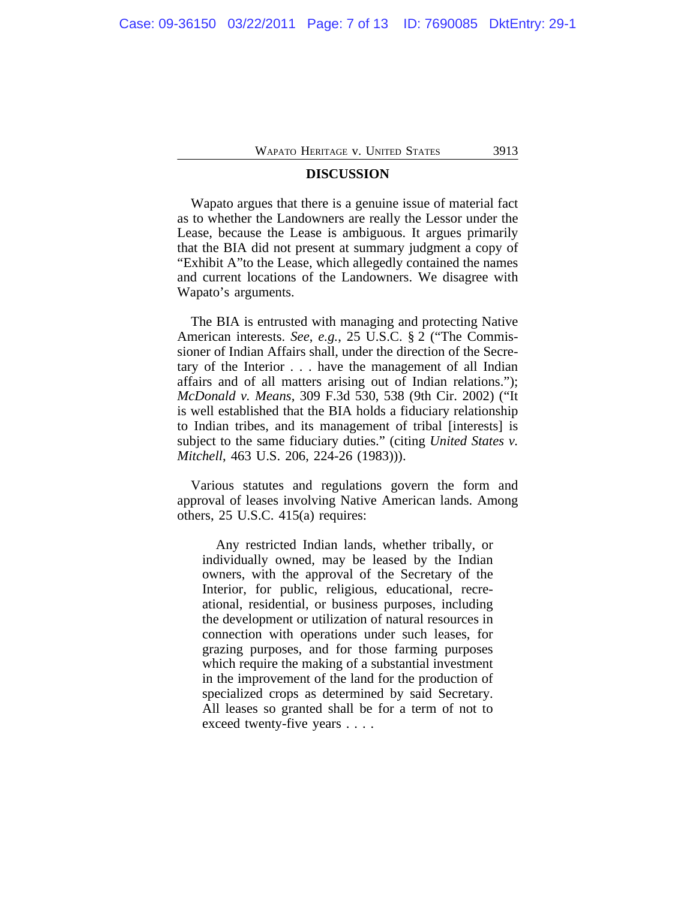## DISCUSSION

Wapato argues that there is a genuine issue of material fact as to whether the Landowners are really the Lessor under the Lease, because the Lease is ambiguous. It argues primarily that the BIA did not present at summary judgment a copy of "Exhibit A"to the Lease, which allegedly contained the names and current locations of the Landowners. We disagree with Wapato's arguments.

The BIA is entrusted with managing and protecting Native American interests. *See, e.g.*, 25 U.S.C. § 2 ("The Commissioner of Indian Affairs shall, under the direction of the Secretary of the Interior . . . have the management of all Indian affairs and of all matters arising out of Indian relations."); *McDonald v. Means*, 309 F.3d 530, 538 (9th Cir. 2002) ("It is well established that the BIA holds a fiduciary relationship to Indian tribes, and its management of tribal [interests] is subject to the same fiduciary duties." (citing *United States v. Mitchell*, 463 U.S. 206, 224-26 (1983))).

Various statutes and regulations govern the form and approval of leases involving Native American lands. Among others, 25 U.S.C. 415(a) requires:

> Any restricted Indian lands, whether tribally, or individually owned, may be leased by the Indian owners, with the approval of the Secretary of the Interior, for public, religious, educational, recreational, residential, or business purposes, including the development or utilization of natural resources in connection with operations under such leases, for grazing purposes, and for those farming purposes which require the making of a substantial investment in the improvement of the land for the production of specialized crops as determined by said Secretary. All leases so granted shall be for a term of not to exceed twenty-five years . . . .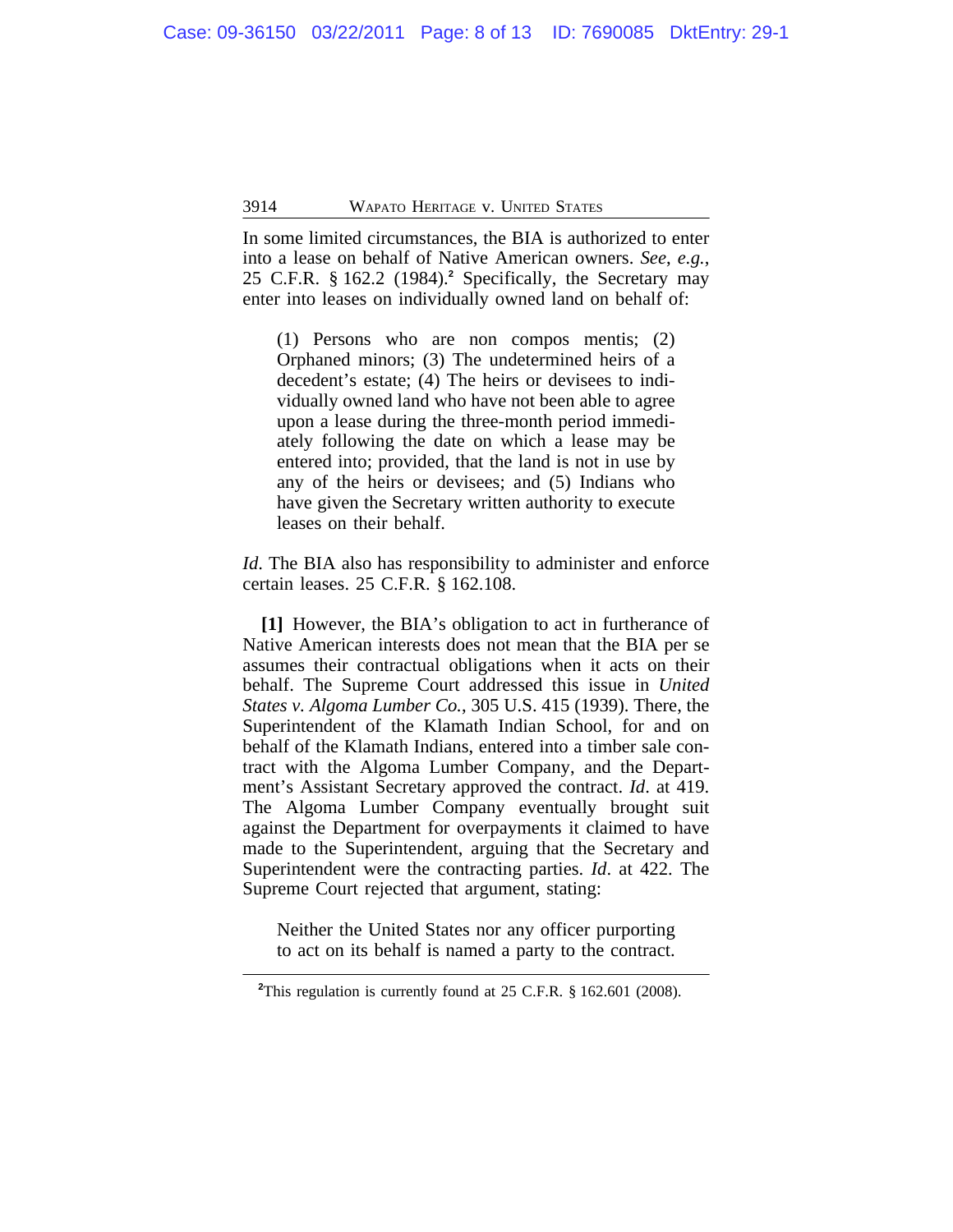In some limited circumstances, the BIA is authorized to enter into a lease on behalf of Native American owners. *See*, *e.g.*, 25 C.F.R. § 162.2 (1984).[2] Specifically, the Secretary may enter into leases on individually owned land on behalf of:

> (1) Persons who are non compos mentis; (2) Orphaned minors; (3) The undetermined heirs of a decedent's estate; (4) The heirs or devisees to individually owned land who have not been able to agree upon a lease during the three-month period immediately following the date on which a lease may be entered into; provided, that the land is not in use by any of the heirs or devisees; and (5) Indians who have given the Secretary written authority to execute leases on their behalf.

*Id*. The BIA also has responsibility to administer and enforce certain leases. 25 C.F.R. § 162.108.

**[1]** However, the BIA's obligation to act in furtherance of Native American interests does not mean that the BIA per se assumes their contractual obligations when it acts on their behalf. The Supreme Court addressed this issue in *United States v. Algoma Lumber Co.*, 305 U.S. 415 (1939). There, the Superintendent of the Klamath Indian School, for and on behalf of the Klamath Indians, entered into a timber sale contract with the Algoma Lumber Company, and the Department's Assistant Secretary approved the contract. *Id*. at 419. The Algoma Lumber Company eventually brought suit against the Department for overpayments it claimed to have made to the Superintendent, arguing that the Secretary and Superintendent were the contracting parties. *Id*. at 422. The Supreme Court rejected that argument, stating:

> Neither the United States nor any officer purporting to act on its behalf is named a party to the contract.

---

[2]This regulation is currently found at 25 C.F.R. § 162.601 (2008).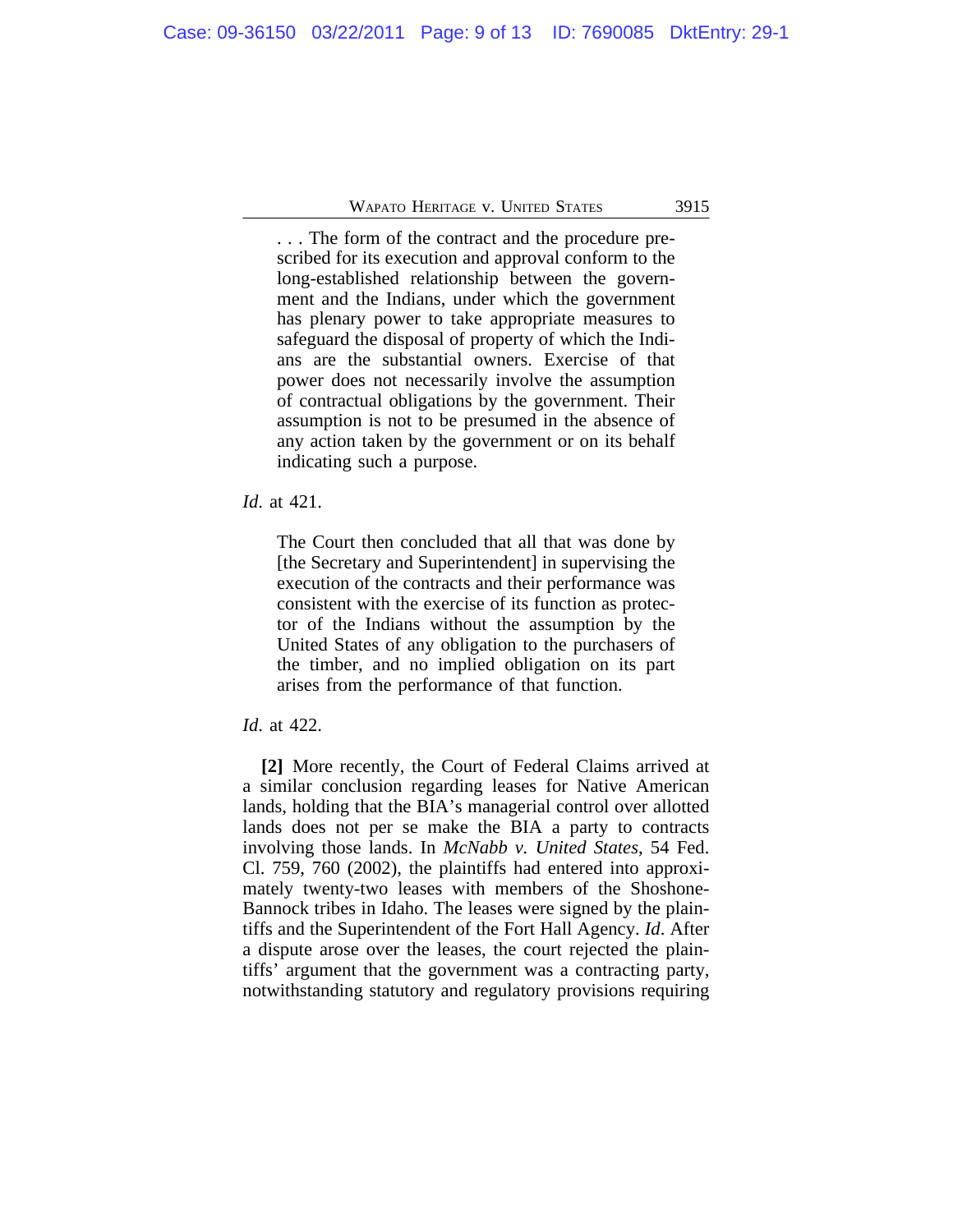> . . . The form of the contract and the procedure prescribed for its execution and approval conform to the long-established relationship between the government and the Indians, under which the government has plenary power to take appropriate measures to safeguard the disposal of property of which the Indians are the substantial owners. Exercise of that power does not necessarily involve the assumption of contractual obligations by the government. Their assumption is not to be presumed in the absence of any action taken by the government or on its behalf indicating such a purpose.

*Id.* at 421.

> The Court then concluded that all that was done by [the Secretary and Superintendent] in supervising the execution of the contracts and their performance was consistent with the exercise of its function as protector of the Indians without the assumption by the United States of any obligation to the purchasers of the timber, and no implied obligation on its part arises from the performance of that function.

*Id.* at 422.

**[2]** More recently, the Court of Federal Claims arrived at a similar conclusion regarding leases for Native American lands, holding that the BIA's managerial control over allotted lands does not per se make the BIA a party to contracts involving those lands. In *McNabb v. United States*, 54 Fed. Cl. 759, 760 (2002), the plaintiffs had entered into approximately twenty-two leases with members of the Shoshone-Bannock tribes in Idaho. The leases were signed by the plaintiffs and the Superintendent of the Fort Hall Agency. *Id*. After a dispute arose over the leases, the court rejected the plaintiffs' argument that the government was a contracting party, notwithstanding statutory and regulatory provisions requiring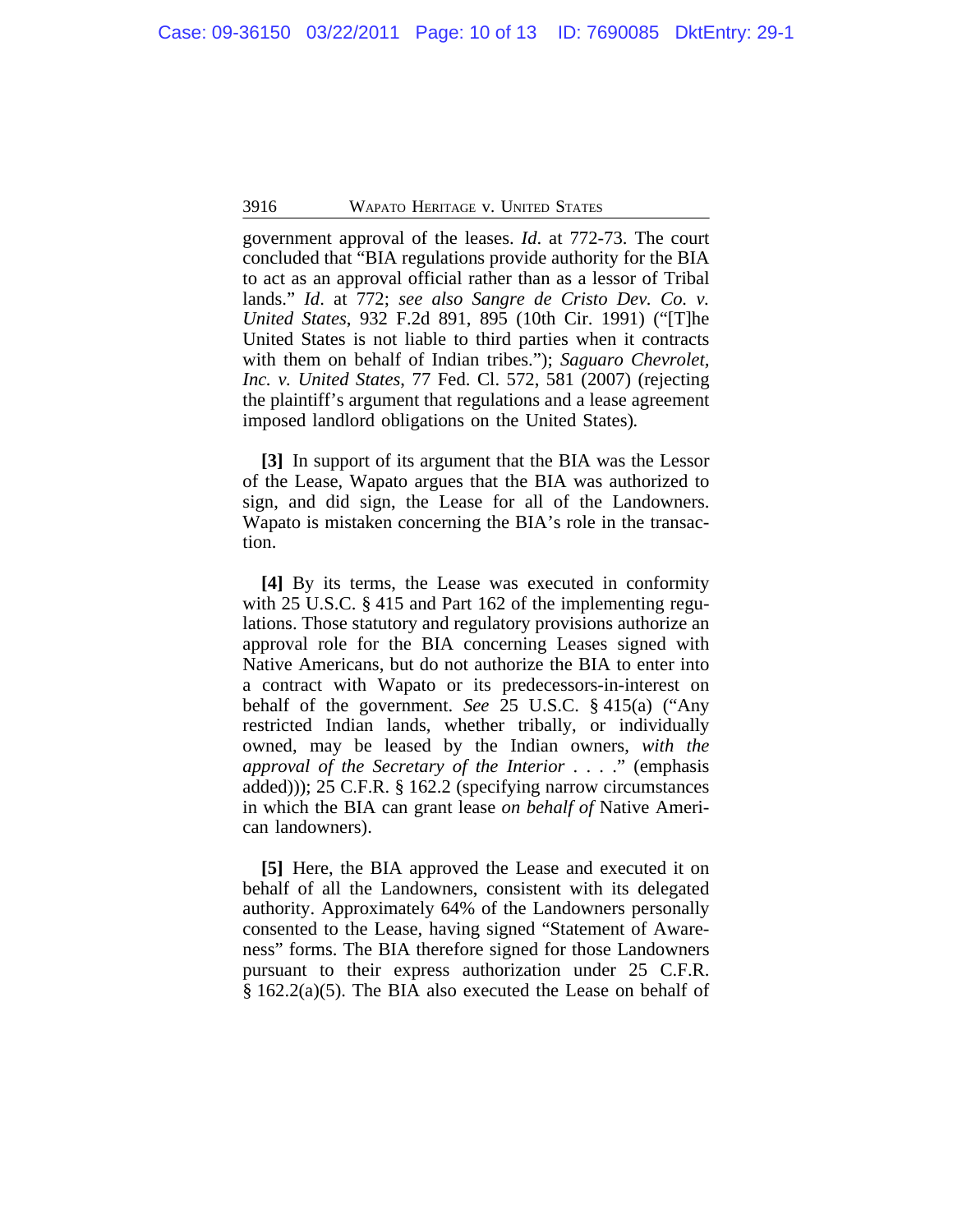government approval of the leases. *Id*. at 772-73. The court concluded that "BIA regulations provide authority for the BIA to act as an approval official rather than as a lessor of Tribal lands." *Id*. at 772; *see also Sangre de Cristo Dev. Co. v. United States*, 932 F.2d 891, 895 (10th Cir. 1991) ("[T]he United States is not liable to third parties when it contracts with them on behalf of Indian tribes."); *Saguaro Chevrolet, Inc. v. United States*, 77 Fed. Cl. 572, 581 (2007) (rejecting the plaintiff's argument that regulations and a lease agreement imposed landlord obligations on the United States).

**[3]** In support of its argument that the BIA was the Lessor of the Lease, Wapato argues that the BIA was authorized to sign, and did sign, the Lease for all of the Landowners. Wapato is mistaken concerning the BIA's role in the transaction.

**[4]** By its terms, the Lease was executed in conformity with 25 U.S.C. § 415 and Part 162 of the implementing regulations. Those statutory and regulatory provisions authorize an approval role for the BIA concerning Leases signed with Native Americans, but do not authorize the BIA to enter into a contract with Wapato or its predecessors-in-interest on behalf of the government. *See* 25 U.S.C. § 415(a) ("Any restricted Indian lands, whether tribally, or individually owned, may be leased by the Indian owners, *with the approval of the Secretary of the Interior* . . . ." (emphasis added))); 25 C.F.R. § 162.2 (specifying narrow circumstances in which the BIA can grant lease *on behalf of* Native American landowners).

**[5]** Here, the BIA approved the Lease and executed it on behalf of all the Landowners, consistent with its delegated authority. Approximately 64% of the Landowners personally consented to the Lease, having signed "Statement of Awareness" forms. The BIA therefore signed for those Landowners pursuant to their express authorization under 25 C.F.R. § 162.2(a)(5). The BIA also executed the Lease on behalf of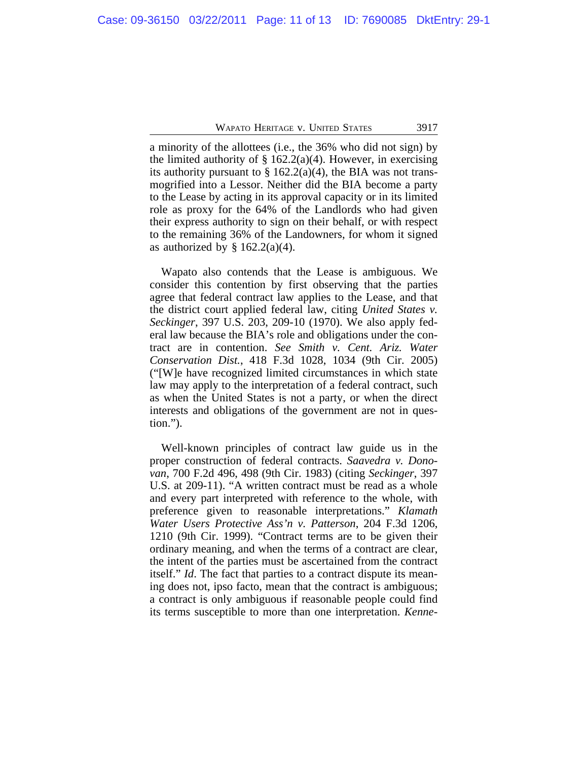a minority of the allottees (i.e., the 36% who did not sign) by the limited authority of § 162.2(a)(4). However, in exercising its authority pursuant to § 162.2(a)(4), the BIA was not transmogrified into a Lessor. Neither did the BIA become a party to the Lease by acting in its approval capacity or in its limited role as proxy for the 64% of the Landlords who had given their express authority to sign on their behalf, or with respect to the remaining 36% of the Landowners, for whom it signed as authorized by § 162.2(a)(4).

Wapato also contends that the Lease is ambiguous. We consider this contention by first observing that the parties agree that federal contract law applies to the Lease, and that the district court applied federal law, citing *United States v. Seckinger*, 397 U.S. 203, 209-10 (1970). We also apply federal law because the BIA's role and obligations under the contract are in contention. *See Smith v. Cent. Ariz. Water Conservation Dist.*, 418 F.3d 1028, 1034 (9th Cir. 2005) ("[W]e have recognized limited circumstances in which state law may apply to the interpretation of a federal contract, such as when the United States is not a party, or when the direct interests and obligations of the government are not in question.").

Well-known principles of contract law guide us in the proper construction of federal contracts. *Saavedra v. Donovan*, 700 F.2d 496, 498 (9th Cir. 1983) (citing *Seckinger*, 397 U.S. at 209-11). "A written contract must be read as a whole and every part interpreted with reference to the whole, with preference given to reasonable interpretations." *Klamath Water Users Protective Ass'n v. Patterson*, 204 F.3d 1206, 1210 (9th Cir. 1999). "Contract terms are to be given their ordinary meaning, and when the terms of a contract are clear, the intent of the parties must be ascertained from the contract itself." *Id*. The fact that parties to a contract dispute its meaning does not, ipso facto, mean that the contract is ambiguous; a contract is only ambiguous if reasonable people could find its terms susceptible to more than one interpretation. *Kenne-*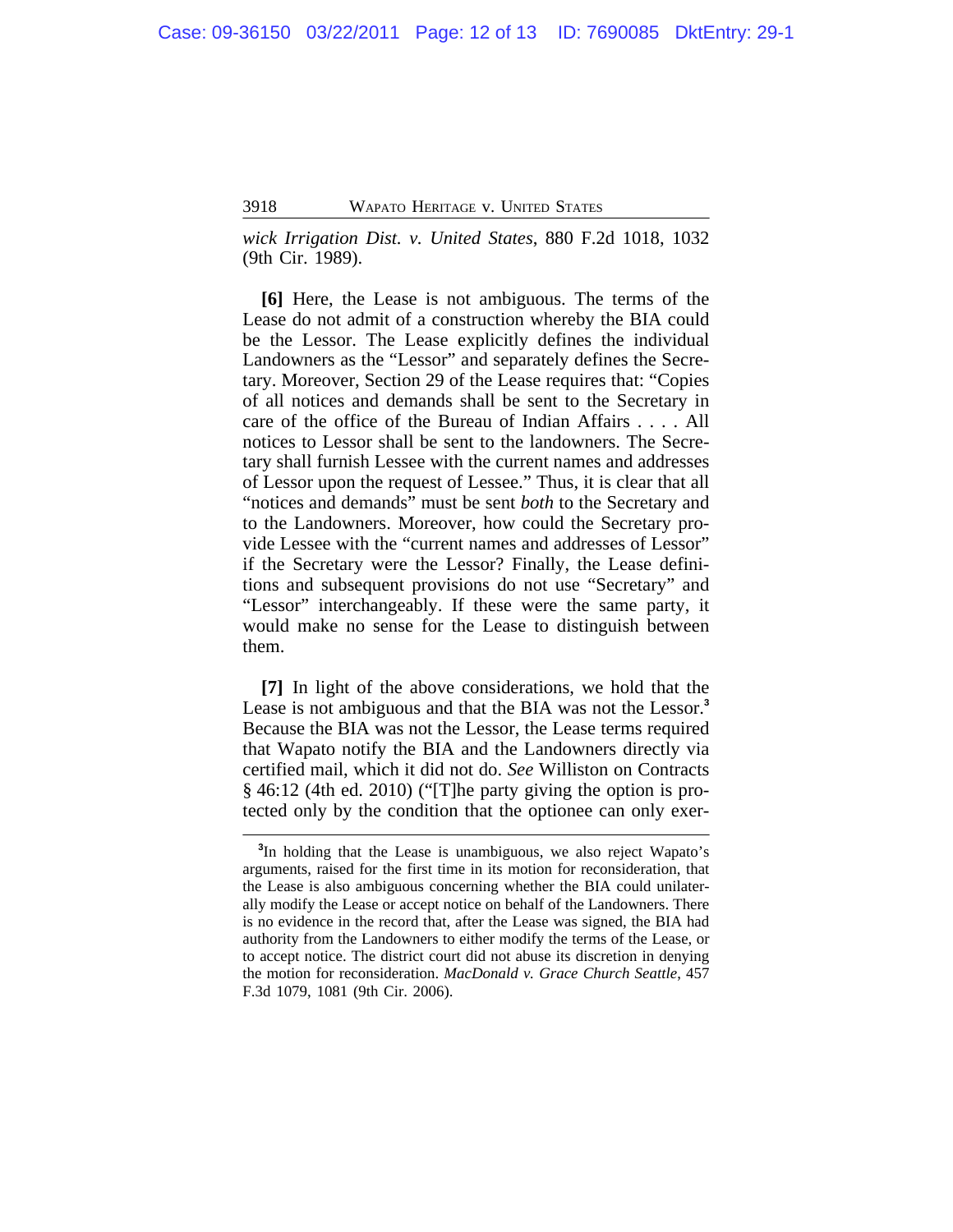*wick Irrigation Dist. v. United States*, 880 F.2d 1018, 1032 (9th Cir. 1989).

**[6]** Here, the Lease is not ambiguous. The terms of the Lease do not admit of a construction whereby the BIA could be the Lessor. The Lease explicitly defines the individual Landowners as the "Lessor" and separately defines the Secretary. Moreover, Section 29 of the Lease requires that: "Copies of all notices and demands shall be sent to the Secretary in care of the office of the Bureau of Indian Affairs . . . . All notices to Lessor shall be sent to the landowners. The Secretary shall furnish Lessee with the current names and addresses of Lessor upon the request of Lessee." Thus, it is clear that all "notices and demands" must be sent *both* to the Secretary and to the Landowners. Moreover, how could the Secretary provide Lessee with the "current names and addresses of Lessor" if the Secretary were the Lessor? Finally, the Lease definitions and subsequent provisions do not use "Secretary" and "Lessor" interchangeably. If these were the same party, it would make no sense for the Lease to distinguish between them.

**[7]** In light of the above considerations, we hold that the Lease is not ambiguous and that the BIA was not the Lessor.[3] Because the BIA was not the Lessor, the Lease terms required that Wapato notify the BIA and the Landowners directly via certified mail, which it did not do. *See* Williston on Contracts § 46:12 (4th ed. 2010) ("[T]he party giving the option is protected only by the condition that the optionee can only exer-

---

[3]In holding that the Lease is unambiguous, we also reject Wapato's arguments, raised for the first time in its motion for reconsideration, that the Lease is also ambiguous concerning whether the BIA could unilaterally modify the Lease or accept notice on behalf of the Landowners. There is no evidence in the record that, after the Lease was signed, the BIA had authority from the Landowners to either modify the terms of the Lease, or to accept notice. The district court did not abuse its discretion in denying the motion for reconsideration. *MacDonald v. Grace Church Seattle*, 457 F.3d 1079, 1081 (9th Cir. 2006).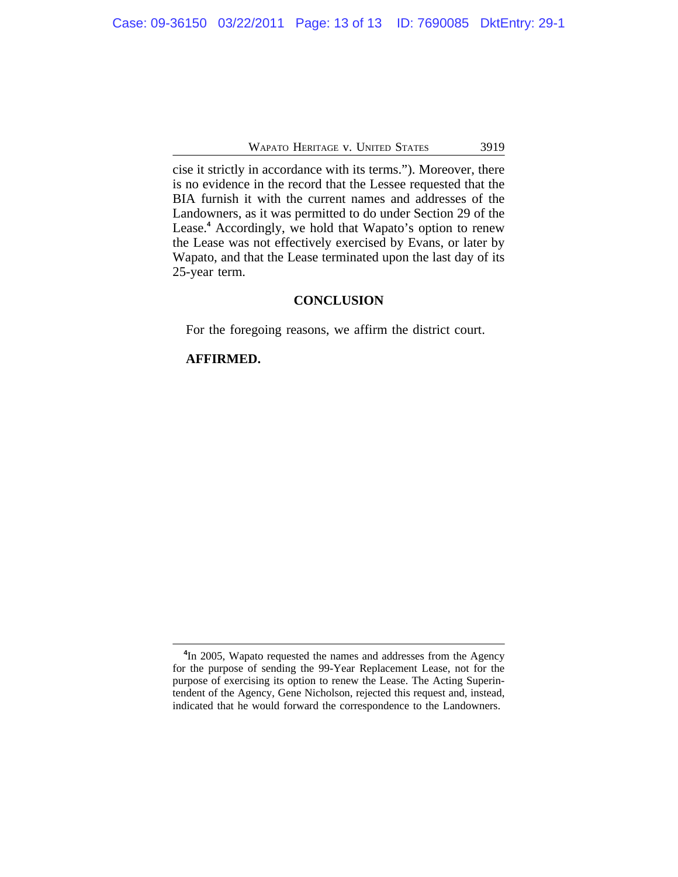cise it strictly in accordance with its terms."). Moreover, there is no evidence in the record that the Lessee requested that the BIA furnish it with the current names and addresses of the Landowners, as it was permitted to do under Section 29 of the Lease.[4] Accordingly, we hold that Wapato's option to renew the Lease was not effectively exercised by Evans, or later by Wapato, and that the Lease terminated upon the last day of its 25-year term.

## CONCLUSION

For the foregoing reasons, we affirm the district court.

**AFFIRMED.**

---

[4] In 2005, Wapato requested the names and addresses from the Agency for the purpose of sending the 99-Year Replacement Lease, not for the purpose of exercising its option to renew the Lease. The Acting Superintendent of the Agency, Gene Nicholson, rejected this request and, instead, indicated that he would forward the correspondence to the Landowners.